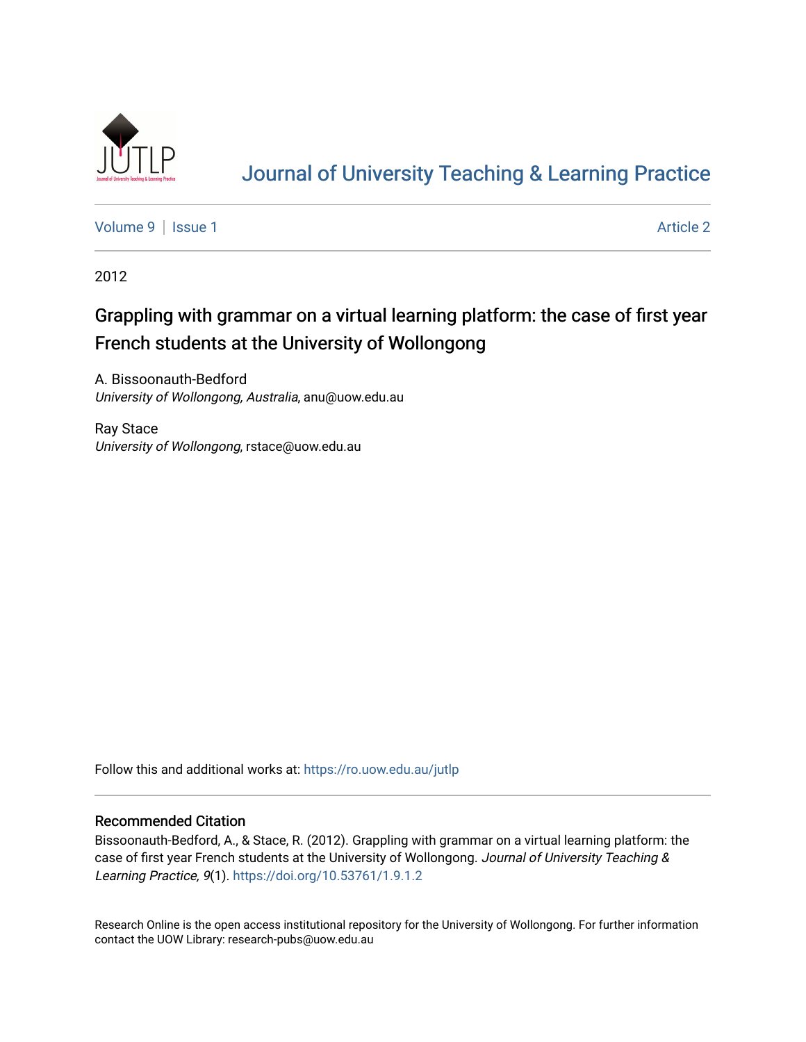# Journal of University Teaching & Learning Practice

Volume 9 | Issue 1 Article 2

2012

## Grappling with grammar on a virtual learning platform: the case of first year French students at the University of Wollongong

A. Bissoonauth-Bedford
*University of Wollongong, Australia*, anu@uow.edu.au

Ray Stace
*University of Wollongong*, rstace@uow.edu.au

Follow this and additional works at: https://ro.uow.edu.au/jutlp

### Recommended Citation

Bissoonauth-Bedford, A., & Stace, R. (2012). Grappling with grammar on a virtual learning platform: the case of first year French students at the University of Wollongong. *Journal of University Teaching & Learning Practice, 9*(1). https://doi.org/10.53761/1.9.1.2

Research Online is the open access institutional repository for the University of Wollongong. For further information contact the UOW Library: research-pubs@uow.edu.au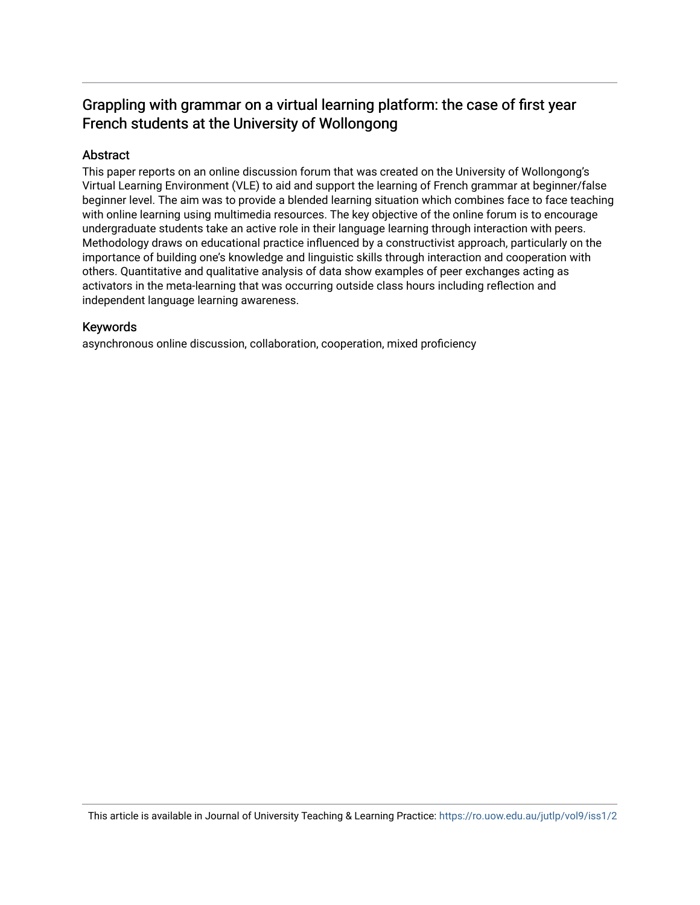## Grappling with grammar on a virtual learning platform: the case of first year French students at the University of Wollongong

### Abstract

This paper reports on an online discussion forum that was created on the University of Wollongong's Virtual Learning Environment (VLE) to aid and support the learning of French grammar at beginner/false beginner level. The aim was to provide a blended learning situation which combines face to face teaching with online learning using multimedia resources. The key objective of the online forum is to encourage undergraduate students take an active role in their language learning through interaction with peers. Methodology draws on educational practice influenced by a constructivist approach, particularly on the importance of building one's knowledge and linguistic skills through interaction and cooperation with others. Quantitative and qualitative analysis of data show examples of peer exchanges acting as activators in the meta-learning that was occurring outside class hours including reflection and independent language learning awareness.

### Keywords

asynchronous online discussion, collaboration, cooperation, mixed proficiency

This article is available in Journal of University Teaching & Learning Practice: https://ro.uow.edu.au/jutlp/vol9/iss1/2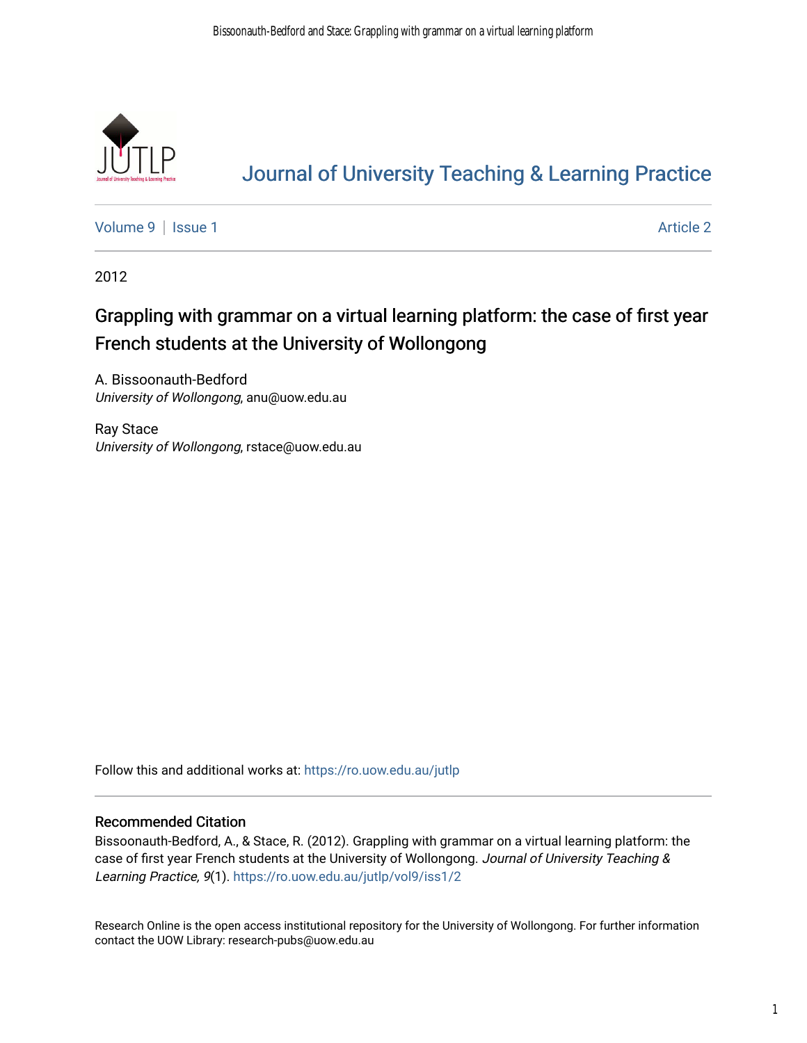# Journal of University Teaching & Learning Practice

Volume 9 | Issue 1 Article 2

2012

## Grappling with grammar on a virtual learning platform: the case of first year French students at the University of Wollongong

A. Bissoonauth-Bedford
*University of Wollongong*, anu@uow.edu.au

Ray Stace
*University of Wollongong*, rstace@uow.edu.au

Follow this and additional works at: https://ro.uow.edu.au/jutlp

### Recommended Citation

Bissoonauth-Bedford, A., & Stace, R. (2012). Grappling with grammar on a virtual learning platform: the case of first year French students at the University of Wollongong. *Journal of University Teaching & Learning Practice, 9*(1). https://ro.uow.edu.au/jutlp/vol9/iss1/2

Research Online is the open access institutional repository for the University of Wollongong. For further information contact the UOW Library: research-pubs@uow.edu.au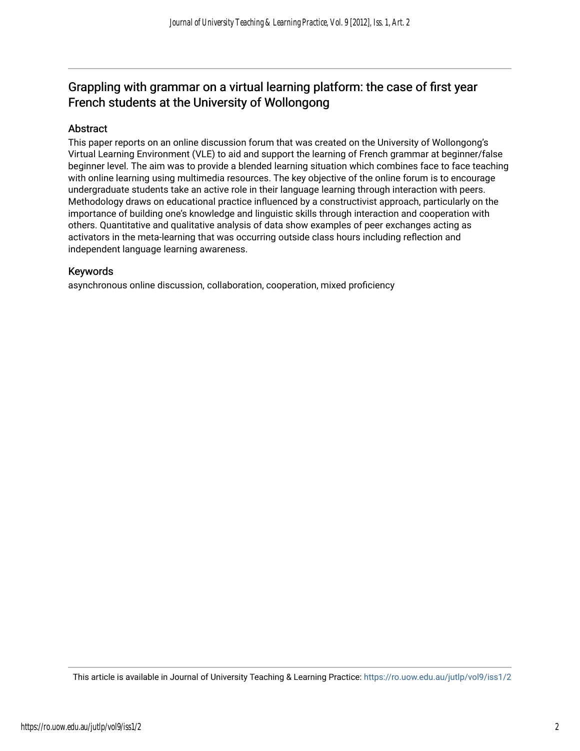# Grappling with grammar on a virtual learning platform: the case of first year French students at the University of Wollongong

## Abstract

This paper reports on an online discussion forum that was created on the University of Wollongong's Virtual Learning Environment (VLE) to aid and support the learning of French grammar at beginner/false beginner level. The aim was to provide a blended learning situation which combines face to face teaching with online learning using multimedia resources. The key objective of the online forum is to encourage undergraduate students take an active role in their language learning through interaction with peers. Methodology draws on educational practice influenced by a constructivist approach, particularly on the importance of building one's knowledge and linguistic skills through interaction and cooperation with others. Quantitative and qualitative analysis of data show examples of peer exchanges acting as activators in the meta-learning that was occurring outside class hours including reflection and independent language learning awareness.

## Keywords

asynchronous online discussion, collaboration, cooperation, mixed proficiency

This article is available in Journal of University Teaching & Learning Practice: https://ro.uow.edu.au/jutlp/vol9/iss1/2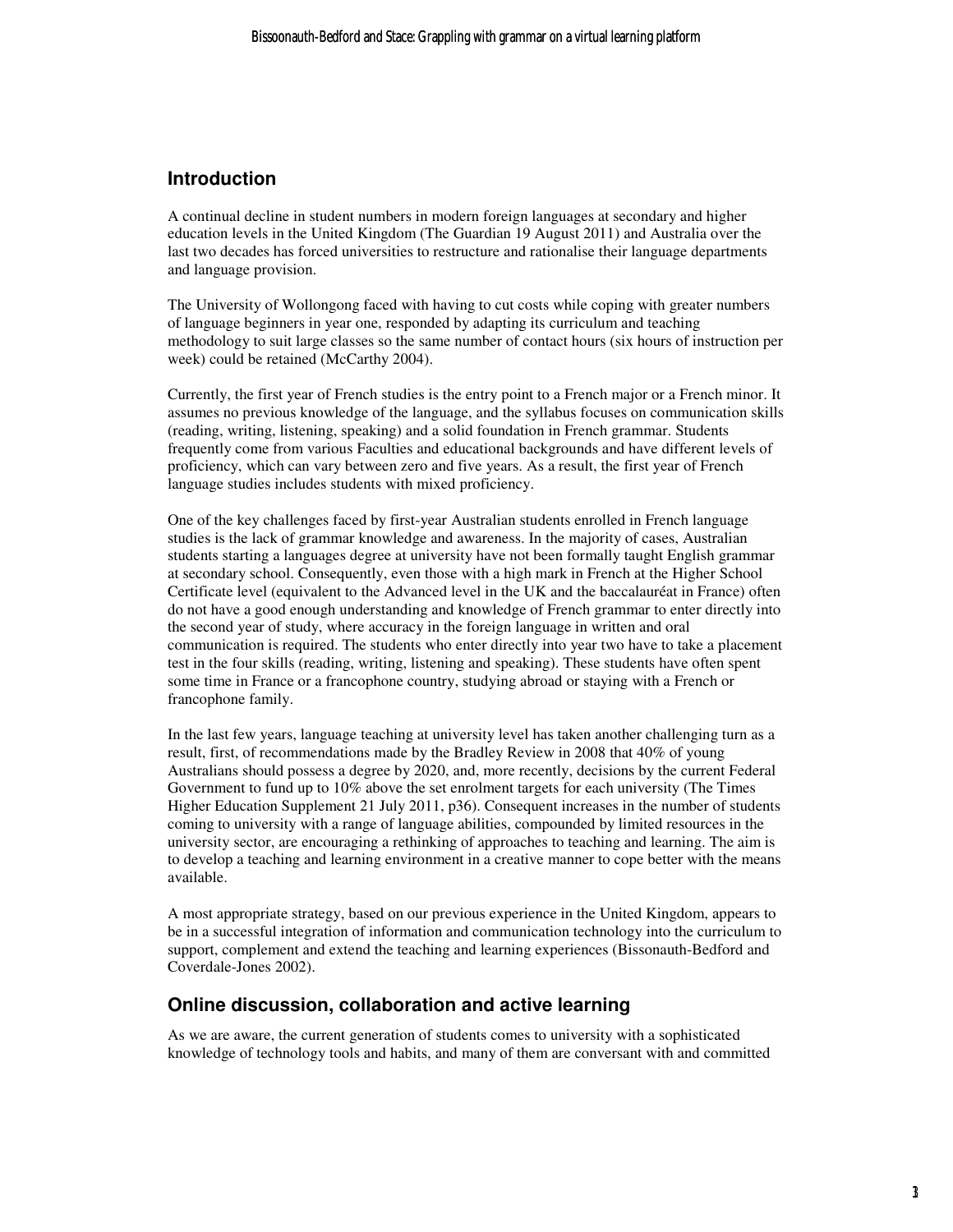## Introduction

A continual decline in student numbers in modern foreign languages at secondary and higher education levels in the United Kingdom (The Guardian 19 August 2011) and Australia over the last two decades has forced universities to restructure and rationalise their language departments and language provision.

The University of Wollongong faced with having to cut costs while coping with greater numbers of language beginners in year one, responded by adapting its curriculum and teaching methodology to suit large classes so the same number of contact hours (six hours of instruction per week) could be retained (McCarthy 2004).

Currently, the first year of French studies is the entry point to a French major or a French minor. It assumes no previous knowledge of the language, and the syllabus focuses on communication skills (reading, writing, listening, speaking) and a solid foundation in French grammar. Students frequently come from various Faculties and educational backgrounds and have different levels of proficiency, which can vary between zero and five years. As a result, the first year of French language studies includes students with mixed proficiency.

One of the key challenges faced by first-year Australian students enrolled in French language studies is the lack of grammar knowledge and awareness. In the majority of cases, Australian students starting a languages degree at university have not been formally taught English grammar at secondary school. Consequently, even those with a high mark in French at the Higher School Certificate level (equivalent to the Advanced level in the UK and the baccalauréat in France) often do not have a good enough understanding and knowledge of French grammar to enter directly into the second year of study, where accuracy in the foreign language in written and oral communication is required. The students who enter directly into year two have to take a placement test in the four skills (reading, writing, listening and speaking). These students have often spent some time in France or a francophone country, studying abroad or staying with a French or francophone family.

In the last few years, language teaching at university level has taken another challenging turn as a result, first, of recommendations made by the Bradley Review in 2008 that 40% of young Australians should possess a degree by 2020, and, more recently, decisions by the current Federal Government to fund up to 10% above the set enrolment targets for each university (The Times Higher Education Supplement 21 July 2011, p36). Consequent increases in the number of students coming to university with a range of language abilities, compounded by limited resources in the university sector, are encouraging a rethinking of approaches to teaching and learning. The aim is to develop a teaching and learning environment in a creative manner to cope better with the means available.

A most appropriate strategy, based on our previous experience in the United Kingdom, appears to be in a successful integration of information and communication technology into the curriculum to support, complement and extend the teaching and learning experiences (Bissonauth-Bedford and Coverdale-Jones 2002).

## Online discussion, collaboration and active learning

As we are aware, the current generation of students comes to university with a sophisticated knowledge of technology tools and habits, and many of them are conversant with and committed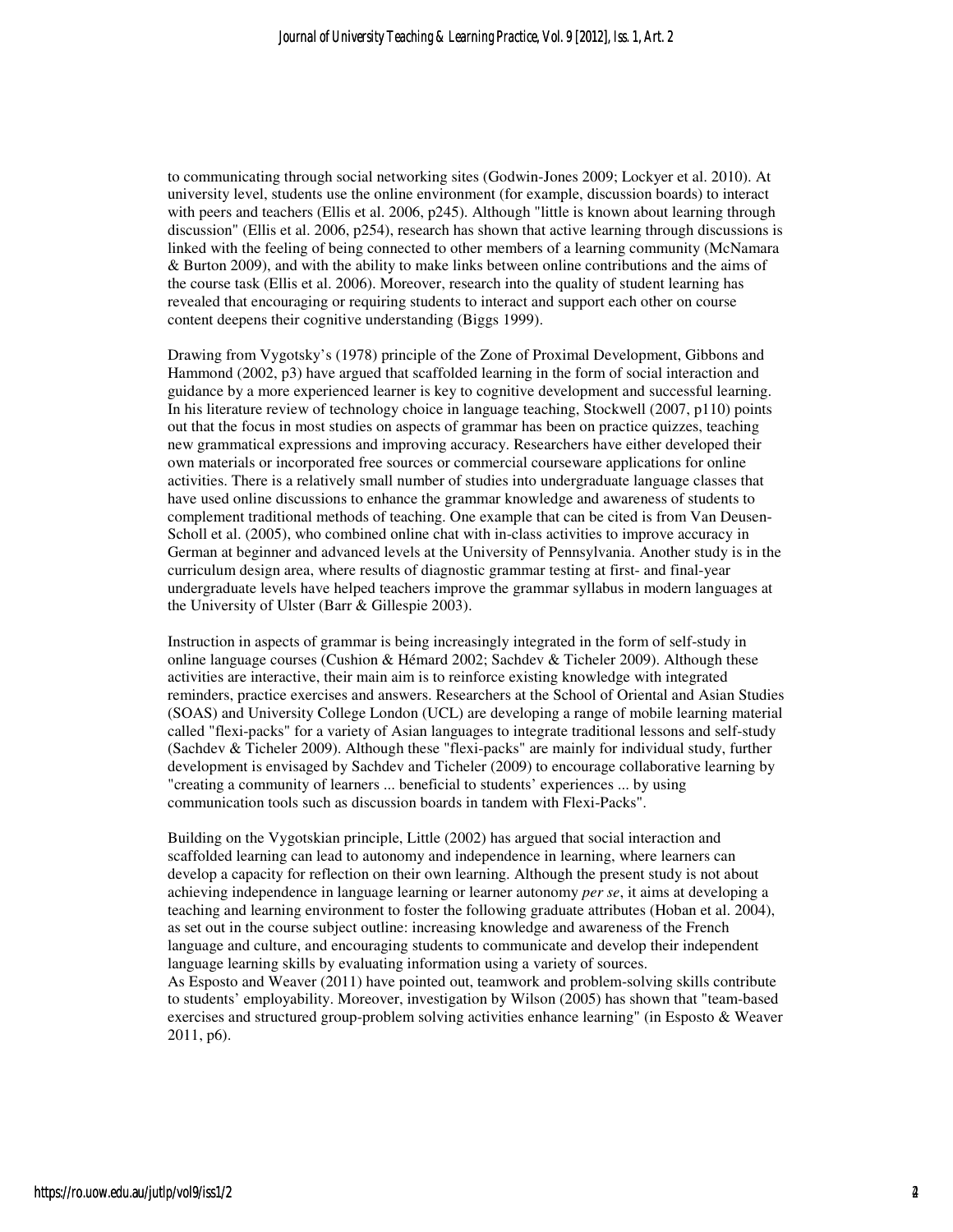to communicating through social networking sites (Godwin-Jones 2009; Lockyer et al. 2010). At university level, students use the online environment (for example, discussion boards) to interact with peers and teachers (Ellis et al. 2006, p245). Although "little is known about learning through discussion" (Ellis et al. 2006, p254), research has shown that active learning through discussions is linked with the feeling of being connected to other members of a learning community (McNamara & Burton 2009), and with the ability to make links between online contributions and the aims of the course task (Ellis et al. 2006). Moreover, research into the quality of student learning has revealed that encouraging or requiring students to interact and support each other on course content deepens their cognitive understanding (Biggs 1999).

Drawing from Vygotsky's (1978) principle of the Zone of Proximal Development, Gibbons and Hammond (2002, p3) have argued that scaffolded learning in the form of social interaction and guidance by a more experienced learner is key to cognitive development and successful learning. In his literature review of technology choice in language teaching, Stockwell (2007, p110) points out that the focus in most studies on aspects of grammar has been on practice quizzes, teaching new grammatical expressions and improving accuracy. Researchers have either developed their own materials or incorporated free sources or commercial courseware applications for online activities. There is a relatively small number of studies into undergraduate language classes that have used online discussions to enhance the grammar knowledge and awareness of students to complement traditional methods of teaching. One example that can be cited is from Van Deusen-Scholl et al. (2005), who combined online chat with in-class activities to improve accuracy in German at beginner and advanced levels at the University of Pennsylvania. Another study is in the curriculum design area, where results of diagnostic grammar testing at first- and final-year undergraduate levels have helped teachers improve the grammar syllabus in modern languages at the University of Ulster (Barr & Gillespie 2003).

Instruction in aspects of grammar is being increasingly integrated in the form of self-study in online language courses (Cushion & Hémard 2002; Sachdev & Ticheler 2009). Although these activities are interactive, their main aim is to reinforce existing knowledge with integrated reminders, practice exercises and answers. Researchers at the School of Oriental and Asian Studies (SOAS) and University College London (UCL) are developing a range of mobile learning material called "flexi-packs" for a variety of Asian languages to integrate traditional lessons and self-study (Sachdev & Ticheler 2009). Although these "flexi-packs" are mainly for individual study, further development is envisaged by Sachdev and Ticheler (2009) to encourage collaborative learning by "creating a community of learners ... beneficial to students' experiences ... by using communication tools such as discussion boards in tandem with Flexi-Packs".

Building on the Vygotskian principle, Little (2002) has argued that social interaction and scaffolded learning can lead to autonomy and independence in learning, where learners can develop a capacity for reflection on their own learning. Although the present study is not about achieving independence in language learning or learner autonomy *per se*, it aims at developing a teaching and learning environment to foster the following graduate attributes (Hoban et al. 2004), as set out in the course subject outline: increasing knowledge and awareness of the French language and culture, and encouraging students to communicate and develop their independent language learning skills by evaluating information using a variety of sources.

As Esposto and Weaver (2011) have pointed out, teamwork and problem-solving skills contribute to students' employability. Moreover, investigation by Wilson (2005) has shown that "team-based exercises and structured group-problem solving activities enhance learning" (in Esposto & Weaver 2011, p6).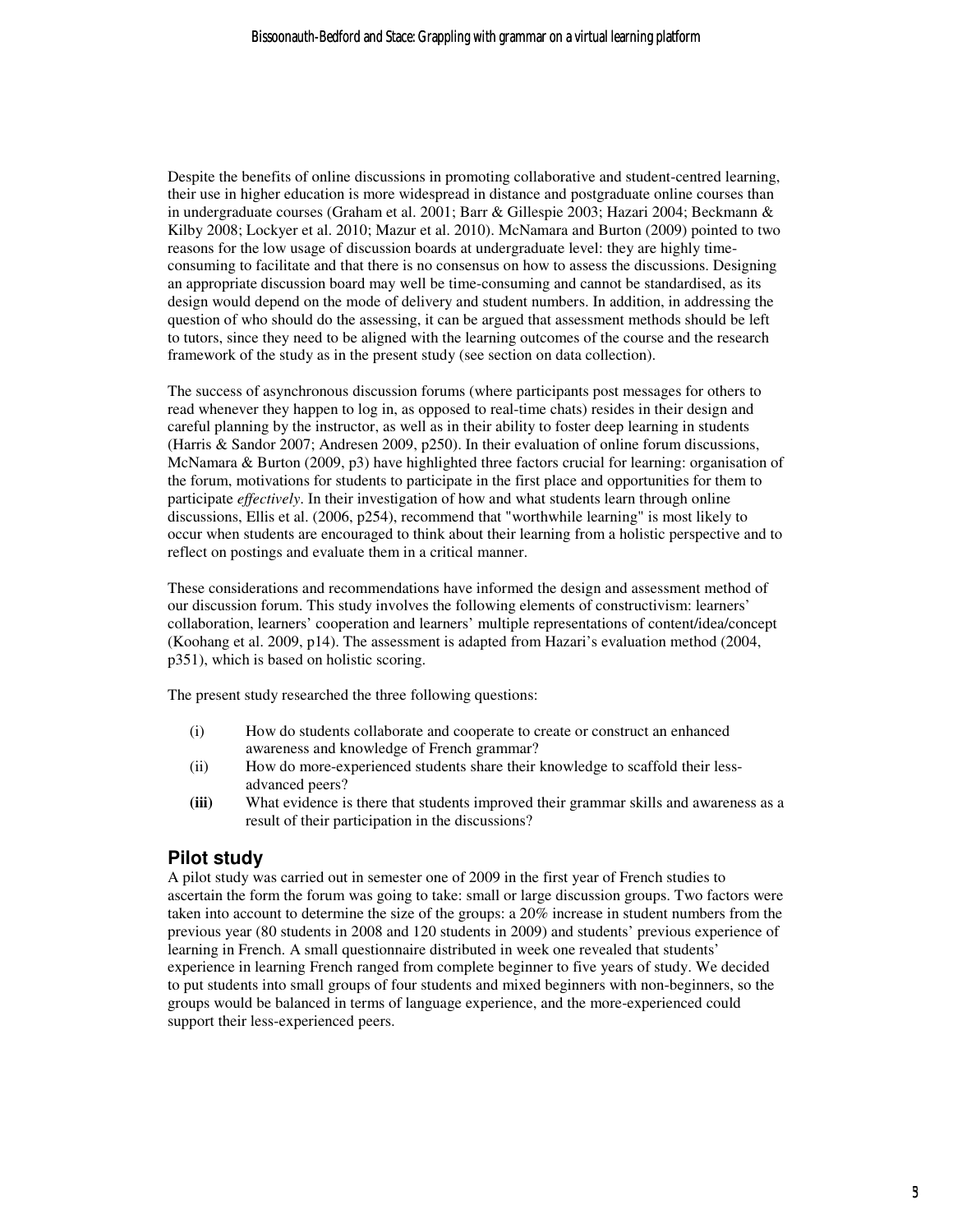Despite the benefits of online discussions in promoting collaborative and student-centred learning, their use in higher education is more widespread in distance and postgraduate online courses than in undergraduate courses (Graham et al. 2001; Barr & Gillespie 2003; Hazari 2004; Beckmann & Kilby 2008; Lockyer et al. 2010; Mazur et al. 2010). McNamara and Burton (2009) pointed to two reasons for the low usage of discussion boards at undergraduate level: they are highly time-consuming to facilitate and that there is no consensus on how to assess the discussions. Designing an appropriate discussion board may well be time-consuming and cannot be standardised, as its design would depend on the mode of delivery and student numbers. In addition, in addressing the question of who should do the assessing, it can be argued that assessment methods should be left to tutors, since they need to be aligned with the learning outcomes of the course and the research framework of the study as in the present study (see section on data collection).

The success of asynchronous discussion forums (where participants post messages for others to read whenever they happen to log in, as opposed to real-time chats) resides in their design and careful planning by the instructor, as well as in their ability to foster deep learning in students (Harris & Sandor 2007; Andresen 2009, p250). In their evaluation of online forum discussions, McNamara & Burton (2009, p3) have highlighted three factors crucial for learning: organisation of the forum, motivations for students to participate in the first place and opportunities for them to participate *effectively*. In their investigation of how and what students learn through online discussions, Ellis et al. (2006, p254), recommend that "worthwhile learning" is most likely to occur when students are encouraged to think about their learning from a holistic perspective and to reflect on postings and evaluate them in a critical manner.

These considerations and recommendations have informed the design and assessment method of our discussion forum. This study involves the following elements of constructivism: learners' collaboration, learners' cooperation and learners' multiple representations of content/idea/concept (Koohang et al. 2009, p14). The assessment is adapted from Hazari's evaluation method (2004, p351), which is based on holistic scoring.

The present study researched the three following questions:

(i) How do students collaborate and cooperate to create or construct an enhanced awareness and knowledge of French grammar?

(ii) How do more-experienced students share their knowledge to scaffold their less-advanced peers?

**(iii)** What evidence is there that students improved their grammar skills and awareness as a result of their participation in the discussions?

## Pilot study

A pilot study was carried out in semester one of 2009 in the first year of French studies to ascertain the form the forum was going to take: small or large discussion groups. Two factors were taken into account to determine the size of the groups: a 20% increase in student numbers from the previous year (80 students in 2008 and 120 students in 2009) and students' previous experience of learning in French. A small questionnaire distributed in week one revealed that students' experience in learning French ranged from complete beginner to five years of study. We decided to put students into small groups of four students and mixed beginners with non-beginners, so the groups would be balanced in terms of language experience, and the more-experienced could support their less-experienced peers.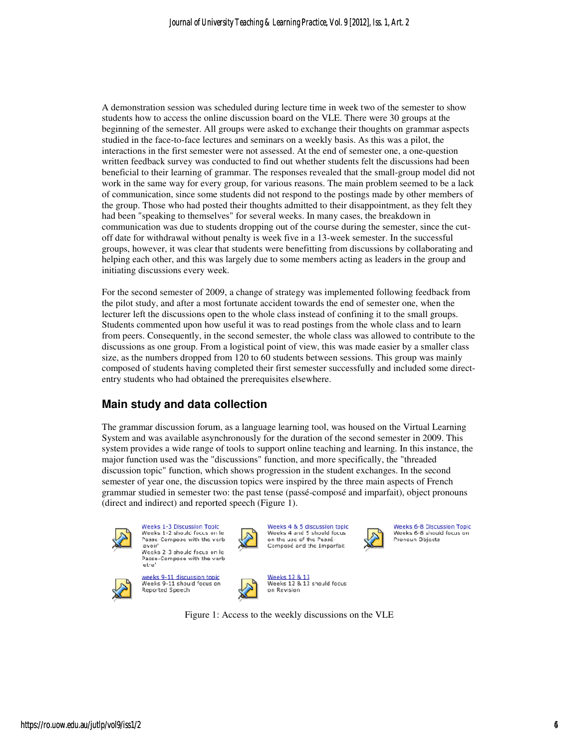A demonstration session was scheduled during lecture time in week two of the semester to show students how to access the online discussion board on the VLE. There were 30 groups at the beginning of the semester. All groups were asked to exchange their thoughts on grammar aspects studied in the face-to-face lectures and seminars on a weekly basis. As this was a pilot, the interactions in the first semester were not assessed. At the end of semester one, a one-question written feedback survey was conducted to find out whether students felt the discussions had been beneficial to their learning of grammar. The responses revealed that the small-group model did not work in the same way for every group, for various reasons. The main problem seemed to be a lack of communication, since some students did not respond to the postings made by other members of the group. Those who had posted their thoughts admitted to their disappointment, as they felt they had been "speaking to themselves" for several weeks. In many cases, the breakdown in communication was due to students dropping out of the course during the semester, since the cut-off date for withdrawal without penalty is week five in a 13-week semester. In the successful groups, however, it was clear that students were benefitting from discussions by collaborating and helping each other, and this was largely due to some members acting as leaders in the group and initiating discussions every week.

For the second semester of 2009, a change of strategy was implemented following feedback from the pilot study, and after a most fortunate accident towards the end of semester one, when the lecturer left the discussions open to the whole class instead of confining it to the small groups. Students commented upon how useful it was to read postings from the whole class and to learn from peers. Consequently, in the second semester, the whole class was allowed to contribute to the discussions as one group. From a logistical point of view, this was made easier by a smaller class size, as the numbers dropped from 120 to 60 students between sessions. This group was mainly composed of students having completed their first semester successfully and included some direct-entry students who had obtained the prerequisites elsewhere.

## Main study and data collection

The grammar discussion forum, as a language learning tool, was housed on the Virtual Learning System and was available asynchronously for the duration of the second semester in 2009. This system provides a wide range of tools to support online teaching and learning. In this instance, the major function used was the "discussions" function, and more specifically, the "threaded discussion topic" function, which shows progression in the student exchanges. In the second semester of year one, the discussion topics were inspired by the three main aspects of French grammar studied in semester two: the past tense (passé-composé and imparfait), object pronouns (direct and indirect) and reported speech (Figure 1).

Weeks 1-3 Discussion Topic
Weeks 1-2 should focus on le Passe-Compose with the verb 'avoir'
Weeks 2-3 should focus on le Passe-Compose with the verb 'etre'

Weeks 4 & 5 discussion topic
Weeks 4 and 5 should focus on the use of the Passé Composé and the Imparfait

Weeks 6-8 Discussion Topic
Weeks 6-8 should focus on Pronoun Objects

weeks 9-11 discussion topic
Weeks 9-11 should focus on Reported Speech

Weeks 12 & 13
Weeks 12 & 13 should focus on Revision

Figure 1: Access to the weekly discussions on the VLE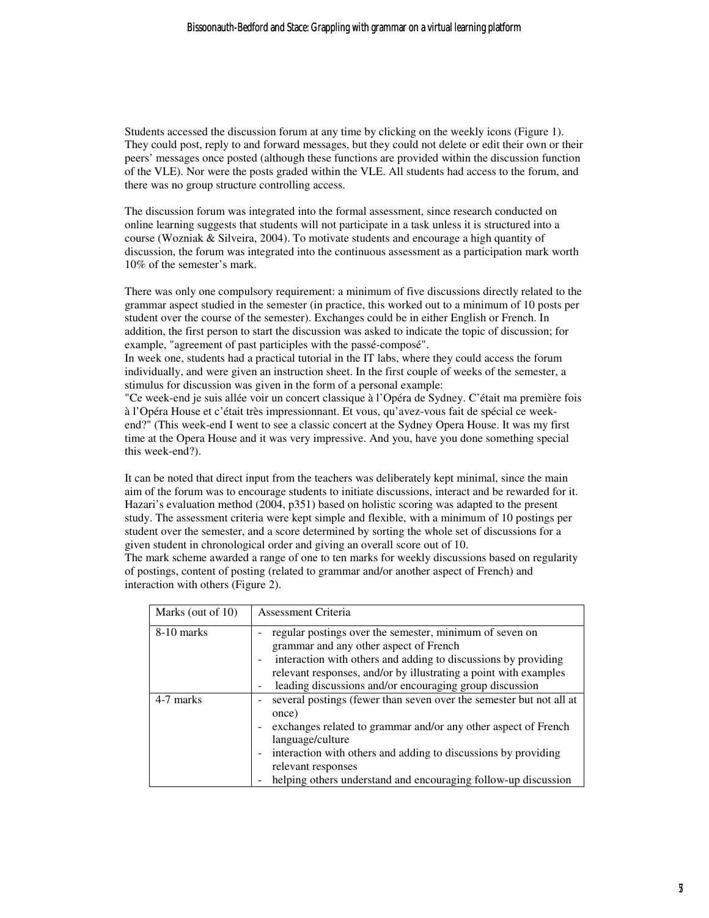Students accessed the discussion forum at any time by clicking on the weekly icons (Figure 1). They could post, reply to and forward messages, but they could not delete or edit their own or their peers' messages once posted (although these functions are provided within the discussion function of the VLE). Nor were the posts graded within the VLE. All students had access to the forum, and there was no group structure controlling access.

The discussion forum was integrated into the formal assessment, since research conducted on online learning suggests that students will not participate in a task unless it is structured into a course (Wozniak & Silveira, 2004). To motivate students and encourage a high quantity of discussion, the forum was integrated into the continuous assessment as a participation mark worth 10% of the semester's mark.

There was only one compulsory requirement: a minimum of five discussions directly related to the grammar aspect studied in the semester (in practice, this worked out to a minimum of 10 posts per student over the course of the semester). Exchanges could be in either English or French. In addition, the first person to start the discussion was asked to indicate the topic of discussion; for example, "agreement of past participles with the passé-composé".

In week one, students had a practical tutorial in the IT labs, where they could access the forum individually, and were given an instruction sheet. In the first couple of weeks of the semester, a stimulus for discussion was given in the form of a personal example:

"Ce week-end je suis allée voir un concert classique à l'Opéra de Sydney. C'était ma première fois à l'Opéra House et c'était très impressionnant. Et vous, qu'avez-vous fait de spécial ce week-end?" (This week-end I went to see a classic concert at the Sydney Opera House. It was my first time at the Opera House and it was very impressive. And you, have you done something special this week-end?).

It can be noted that direct input from the teachers was deliberately kept minimal, since the main aim of the forum was to encourage students to initiate discussions, interact and be rewarded for it. Hazari's evaluation method (2004, p351) based on holistic scoring was adapted to the present study. The assessment criteria were kept simple and flexible, with a minimum of 10 postings per student over the semester, and a score determined by sorting the whole set of discussions for a given student in chronological order and giving an overall score out of 10.

The mark scheme awarded a range of one to ten marks for weekly discussions based on regularity of postings, content of posting (related to grammar and/or another aspect of French) and interaction with others (Figure 2).

| Marks (out of 10) | Assessment Criteria |
|---|---|
| 8-10 marks | - regular postings over the semester, minimum of seven on grammar and any other aspect of French<br>- interaction with others and adding to discussions by providing relevant responses, and/or by illustrating a point with examples<br>- leading discussions and/or encouraging group discussion |
| 4-7 marks | - several postings (fewer than seven over the semester but not all at once)<br>- exchanges related to grammar and/or any other aspect of French language/culture<br>- interaction with others and adding to discussions by providing relevant responses<br>- helping others understand and encouraging follow-up discussion |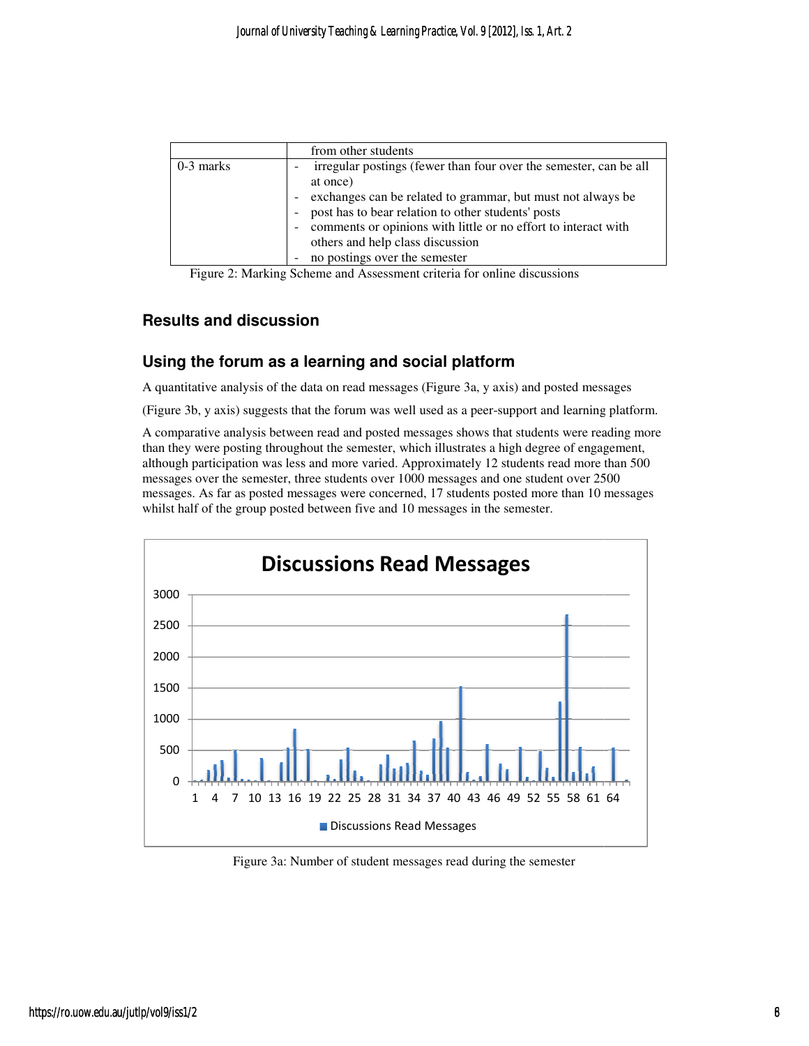|  | from other students |
| --- | --- |
| 0-3 marks | - irregular postings (fewer than four over the semester, can be all at once)<br>- exchanges can be related to grammar, but must not always be<br>- post has to bear relation to other students' posts<br>- comments or opinions with little or no effort to interact with others and help class discussion<br>- no postings over the semester |

Figure 2: Marking Scheme and Assessment criteria for online discussions

## Results and discussion

### Using the forum as a learning and social platform

A quantitative analysis of the data on read messages (Figure 3a, y axis) and posted messages (Figure 3b, y axis) suggests that the forum was well used as a peer-support and learning platform.

A comparative analysis between read and posted messages shows that students were reading more than they were posting throughout the semester, which illustrates a high degree of engagement, although participation was less and more varied. Approximately 12 students read more than 500 messages over the semester, three students over 1000 messages and one student over 2500 messages. As far as posted messages were concerned, 17 students posted more than 10 messages whilst half of the group posted between five and 10 messages in the semester.

Figure 3a: Number of student messages read during the semester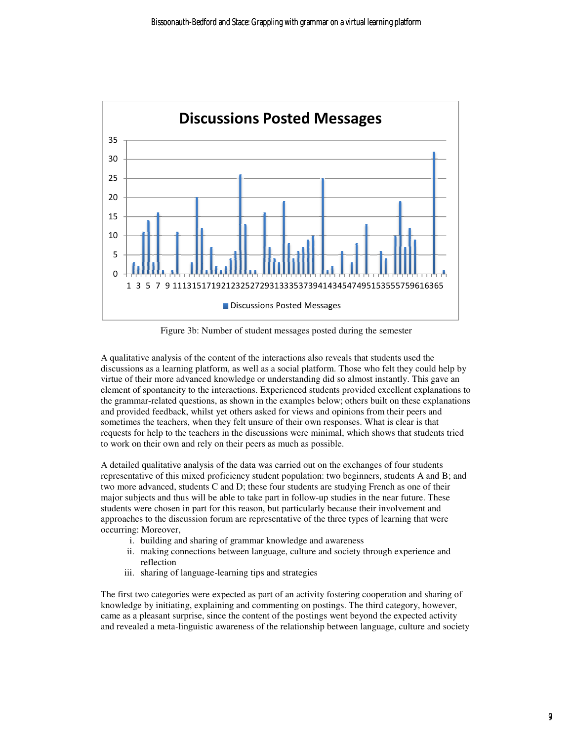Figure 3b: Number of student messages posted during the semester

A qualitative analysis of the content of the interactions also reveals that students used the discussions as a learning platform, as well as a social platform. Those who felt they could help by virtue of their more advanced knowledge or understanding did so almost instantly. This gave an element of spontaneity to the interactions. Experienced students provided excellent explanations to the grammar-related questions, as shown in the examples below; others built on these explanations and provided feedback, whilst yet others asked for views and opinions from their peers and sometimes the teachers, when they felt unsure of their own responses. What is clear is that requests for help to the teachers in the discussions were minimal, which shows that students tried to work on their own and rely on their peers as much as possible.

A detailed qualitative analysis of the data was carried out on the exchanges of four students representative of this mixed proficiency student population: two beginners, students A and B; and two more advanced, students C and D; these four students are studying French as one of their major subjects and thus will be able to take part in follow-up studies in the near future. These students were chosen in part for this reason, but particularly because their involvement and approaches to the discussion forum are representative of the three types of learning that were occurring: Moreover,

i. building and sharing of grammar knowledge and awareness
ii. making connections between language, culture and society through experience and reflection
iii. sharing of language-learning tips and strategies

The first two categories were expected as part of an activity fostering cooperation and sharing of knowledge by initiating, explaining and commenting on postings. The third category, however, came as a pleasant surprise, since the content of the postings went beyond the expected activity and revealed a meta-linguistic awareness of the relationship between language, culture and society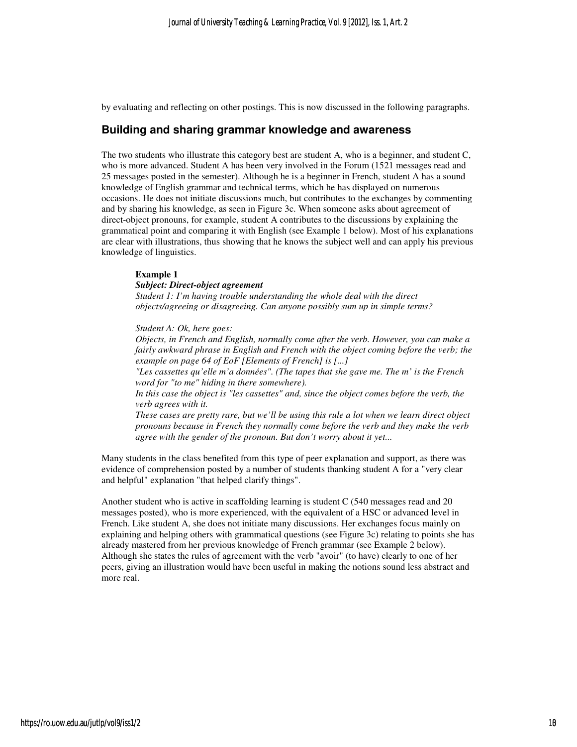by evaluating and reflecting on other postings. This is now discussed in the following paragraphs.

## Building and sharing grammar knowledge and awareness

The two students who illustrate this category best are student A, who is a beginner, and student C, who is more advanced. Student A has been very involved in the Forum (1521 messages read and 25 messages posted in the semester). Although he is a beginner in French, student A has a sound knowledge of English grammar and technical terms, which he has displayed on numerous occasions. He does not initiate discussions much, but contributes to the exchanges by commenting and by sharing his knowledge, as seen in Figure 3c. When someone asks about agreement of direct-object pronouns, for example, student A contributes to the discussions by explaining the grammatical point and comparing it with English (see Example 1 below). Most of his explanations are clear with illustrations, thus showing that he knows the subject well and can apply his previous knowledge of linguistics.

> **Example 1**
>
> ***Subject: Direct-object agreement***
>
> *Student 1: I'm having trouble understanding the whole deal with the direct objects/agreeing or disagreeing. Can anyone possibly sum up in simple terms?*
>
> *Student A: Ok, here goes:*
>
> *Objects, in French and English, normally come after the verb. However, you can make a fairly awkward phrase in English and French with the object coming before the verb; the example on page 64 of EoF [Elements of French] is [...]*
>
> *"Les cassettes qu'elle m'a données". (The tapes that she gave me. The m' is the French word for "to me" hiding in there somewhere).*
>
> *In this case the object is "les cassettes" and, since the object comes before the verb, the verb agrees with it.*
>
> *These cases are pretty rare, but we'll be using this rule a lot when we learn direct object pronouns because in French they normally come before the verb and they make the verb agree with the gender of the pronoun. But don't worry about it yet...*

Many students in the class benefited from this type of peer explanation and support, as there was evidence of comprehension posted by a number of students thanking student A for a "very clear and helpful" explanation "that helped clarify things".

Another student who is active in scaffolding learning is student C (540 messages read and 20 messages posted), who is more experienced, with the equivalent of a HSC or advanced level in French. Like student A, she does not initiate many discussions. Her exchanges focus mainly on explaining and helping others with grammatical questions (see Figure 3c) relating to points she has already mastered from her previous knowledge of French grammar (see Example 2 below). Although she states the rules of agreement with the verb "avoir" (to have) clearly to one of her peers, giving an illustration would have been useful in making the notions sound less abstract and more real.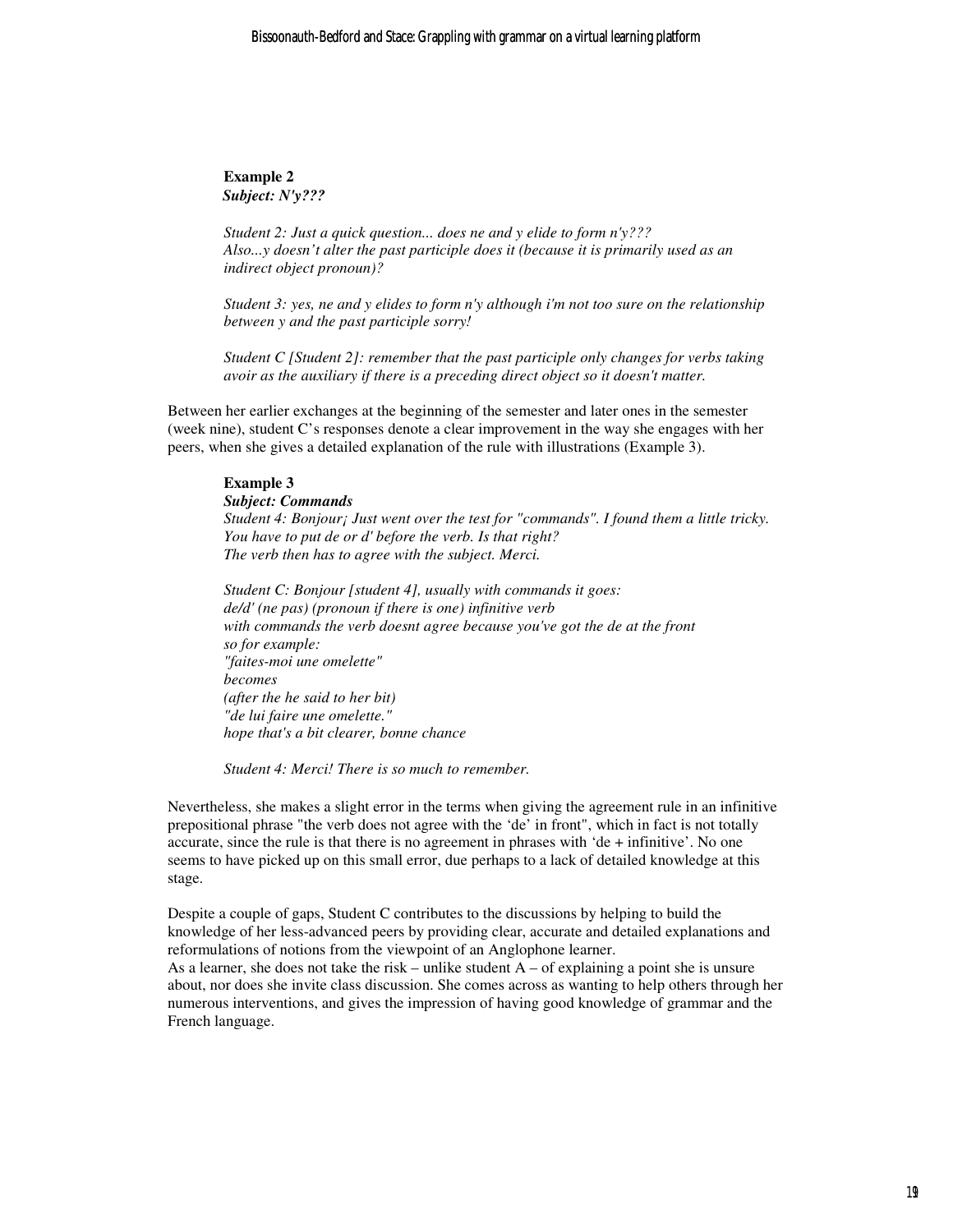**Example 2**
***Subject: N'y???***

*Student 2: Just a quick question... does ne and y elide to form n'y???*
*Also...y doesn't alter the past participle does it (because it is primarily used as an indirect object pronoun)?*

*Student 3: yes, ne and y elides to form n'y although i'm not too sure on the relationship between y and the past participle sorry!*

*Student C [Student 2]: remember that the past participle only changes for verbs taking avoir as the auxiliary if there is a preceding direct object so it doesn't matter.*

Between her earlier exchanges at the beginning of the semester and later ones in the semester (week nine), student C's responses denote a clear improvement in the way she engages with her peers, when she gives a detailed explanation of the rule with illustrations (Example 3).

**Example 3**
***Subject: Commands***
*Student 4: Bonjour¡ Just went over the test for "commands". I found them a little tricky. You have to put de or d' before the verb. Is that right?*
*The verb then has to agree with the subject. Merci.*

*Student C: Bonjour [student 4], usually with commands it goes:*
*de/d' (ne pas) (pronoun if there is one) infinitive verb*
*with commands the verb doesnt agree because you've got the de at the front*
*so for example:*
*"faites-moi une omelette"*
*becomes*
*(after the he said to her bit)*
*"de lui faire une omelette."*
*hope that's a bit clearer, bonne chance*

*Student 4: Merci! There is so much to remember.*

Nevertheless, she makes a slight error in the terms when giving the agreement rule in an infinitive prepositional phrase "the verb does not agree with the 'de' in front", which in fact is not totally accurate, since the rule is that there is no agreement in phrases with 'de + infinitive'. No one seems to have picked up on this small error, due perhaps to a lack of detailed knowledge at this stage.

Despite a couple of gaps, Student C contributes to the discussions by helping to build the knowledge of her less-advanced peers by providing clear, accurate and detailed explanations and reformulations of notions from the viewpoint of an Anglophone learner.
As a learner, she does not take the risk – unlike student A – of explaining a point she is unsure about, nor does she invite class discussion. She comes across as wanting to help others through her numerous interventions, and gives the impression of having good knowledge of grammar and the French language.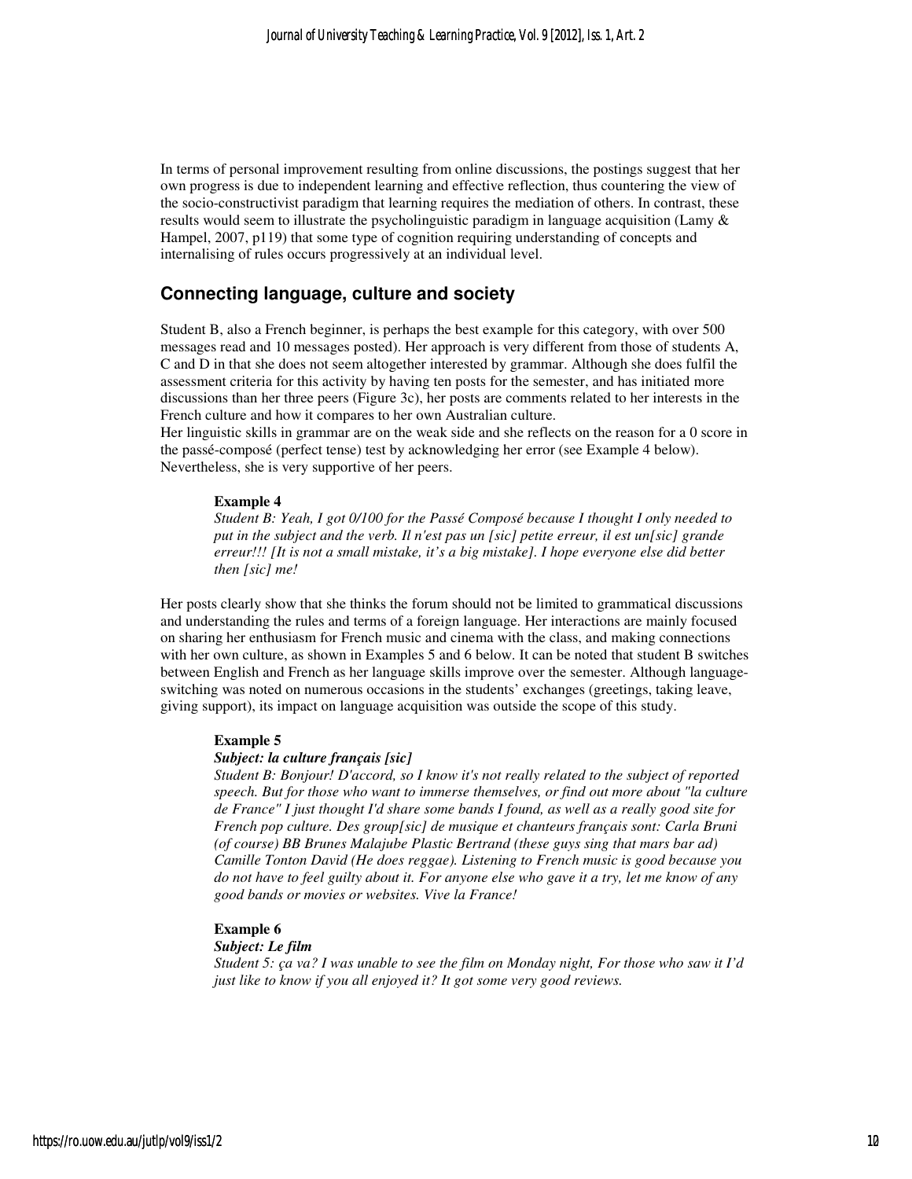In terms of personal improvement resulting from online discussions, the postings suggest that her own progress is due to independent learning and effective reflection, thus countering the view of the socio-constructivist paradigm that learning requires the mediation of others. In contrast, these results would seem to illustrate the psycholinguistic paradigm in language acquisition (Lamy & Hampel, 2007, p119) that some type of cognition requiring understanding of concepts and internalising of rules occurs progressively at an individual level.

## Connecting language, culture and society

Student B, also a French beginner, is perhaps the best example for this category, with over 500 messages read and 10 messages posted). Her approach is very different from those of students A, C and D in that she does not seem altogether interested by grammar. Although she does fulfil the assessment criteria for this activity by having ten posts for the semester, and has initiated more discussions than her three peers (Figure 3c), her posts are comments related to her interests in the French culture and how it compares to her own Australian culture.

Her linguistic skills in grammar are on the weak side and she reflects on the reason for a 0 score in the passé-composé (perfect tense) test by acknowledging her error (see Example 4 below). Nevertheless, she is very supportive of her peers.

**Example 4**

*Student B: Yeah, I got 0/100 for the Passé Composé because I thought I only needed to put in the subject and the verb. Il n'est pas un [sic] petite erreur, il est un[sic] grande erreur!!! [It is not a small mistake, it's a big mistake]. I hope everyone else did better then [sic] me!*

Her posts clearly show that she thinks the forum should not be limited to grammatical discussions and understanding the rules and terms of a foreign language. Her interactions are mainly focused on sharing her enthusiasm for French music and cinema with the class, and making connections with her own culture, as shown in Examples 5 and 6 below. It can be noted that student B switches between English and French as her language skills improve over the semester. Although language-switching was noted on numerous occasions in the students' exchanges (greetings, taking leave, giving support), its impact on language acquisition was outside the scope of this study.

**Example 5**

***Subject: la culture français [sic]***

*Student B: Bonjour! D'accord, so I know it's not really related to the subject of reported speech. But for those who want to immerse themselves, or find out more about "la culture de France" I just thought I'd share some bands I found, as well as a really good site for French pop culture. Des group[sic] de musique et chanteurs français sont: Carla Bruni (of course) BB Brunes Malajube Plastic Bertrand (these guys sing that mars bar ad) Camille Tonton David (He does reggae). Listening to French music is good because you do not have to feel guilty about it. For anyone else who gave it a try, let me know of any good bands or movies or websites. Vive la France!*

**Example 6**

***Subject: Le film***

*Student 5: ça va? I was unable to see the film on Monday night, For those who saw it I'd just like to know if you all enjoyed it? It got some very good reviews.*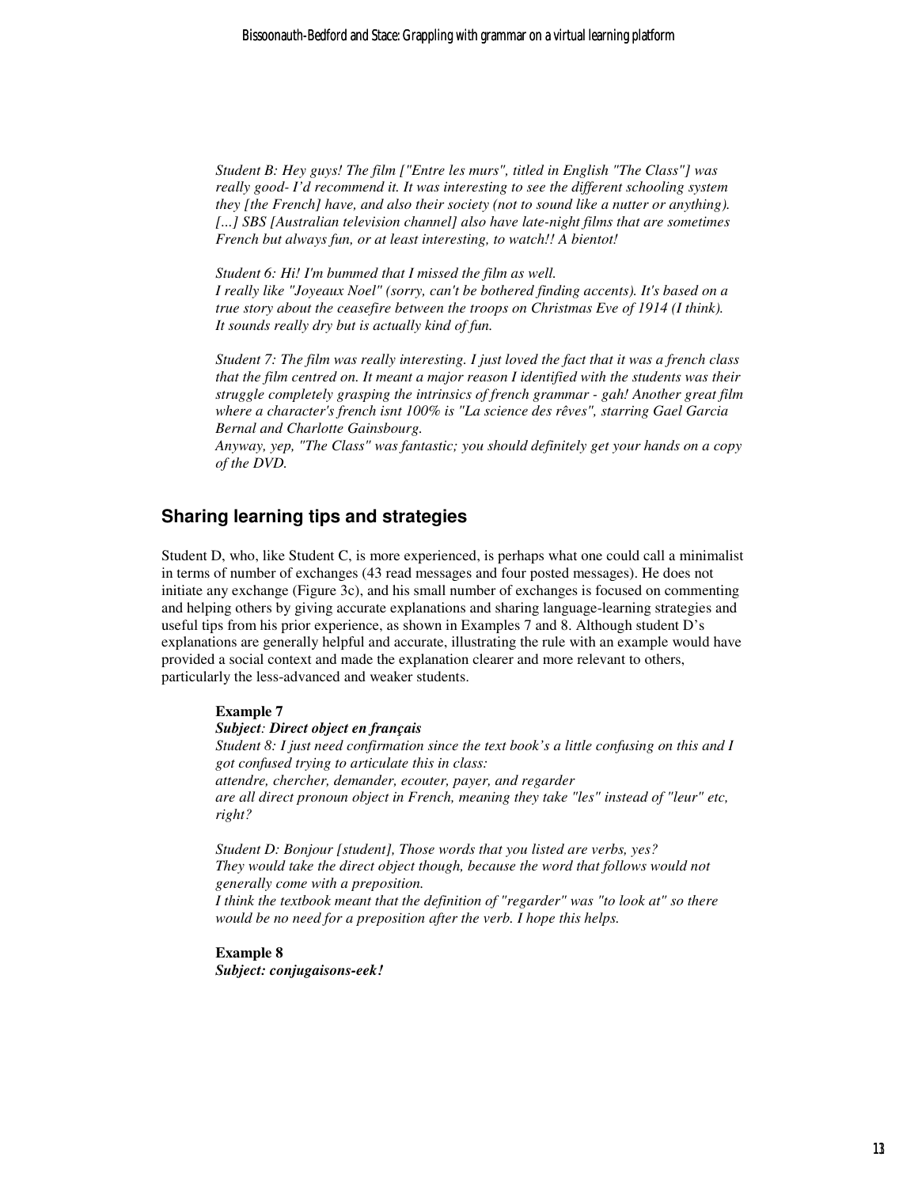*Student B: Hey guys! The film ["Entre les murs", titled in English "The Class"] was really good- I'd recommend it. It was interesting to see the different schooling system they [the French] have, and also their society (not to sound like a nutter or anything). [...] SBS [Australian television channel] also have late-night films that are sometimes French but always fun, or at least interesting, to watch!! A bientot!*

*Student 6: Hi! I'm bummed that I missed the film as well.*
*I really like "Joyeaux Noel" (sorry, can't be bothered finding accents). It's based on a true story about the ceasefire between the troops on Christmas Eve of 1914 (I think). It sounds really dry but is actually kind of fun.*

*Student 7: The film was really interesting. I just loved the fact that it was a french class that the film centred on. It meant a major reason I identified with the students was their struggle completely grasping the intrinsics of french grammar - gah! Another great film where a character's french isnt 100% is "La science des rêves", starring Gael Garcia Bernal and Charlotte Gainsbourg.*
*Anyway, yep, "The Class" was fantastic; you should definitely get your hands on a copy of the DVD.*

## Sharing learning tips and strategies

Student D, who, like Student C, is more experienced, is perhaps what one could call a minimalist in terms of number of exchanges (43 read messages and four posted messages). He does not initiate any exchange (Figure 3c), and his small number of exchanges is focused on commenting and helping others by giving accurate explanations and sharing language-learning strategies and useful tips from his prior experience, as shown in Examples 7 and 8. Although student D's explanations are generally helpful and accurate, illustrating the rule with an example would have provided a social context and made the explanation clearer and more relevant to others, particularly the less-advanced and weaker students.

**Example 7**
***Subject: Direct object en français***
*Student 8: I just need confirmation since the text book's a little confusing on this and I got confused trying to articulate this in class:*
*attendre, chercher, demander, ecouter, payer, and regarder*
*are all direct pronoun object in French, meaning they take "les" instead of "leur" etc, right?*

*Student D: Bonjour [student], Those words that you listed are verbs, yes?*
*They would take the direct object though, because the word that follows would not generally come with a preposition.*
*I think the textbook meant that the definition of "regarder" was "to look at" so there would be no need for a preposition after the verb. I hope this helps.*

**Example 8**
***Subject: conjugaisons-eek!***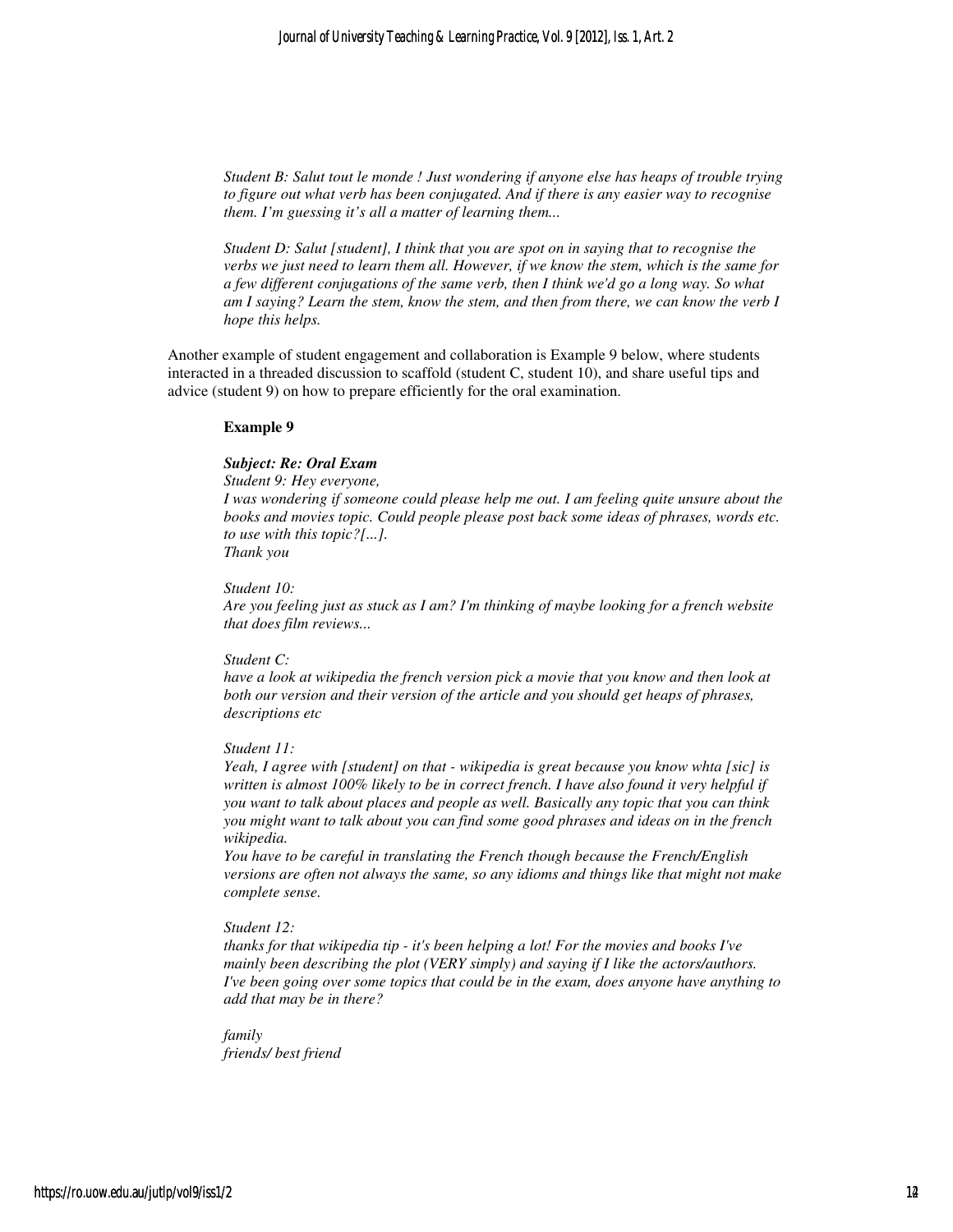*Student B: Salut tout le monde ! Just wondering if anyone else has heaps of trouble trying to figure out what verb has been conjugated. And if there is any easier way to recognise them. I'm guessing it's all a matter of learning them...*

*Student D: Salut [student], I think that you are spot on in saying that to recognise the verbs we just need to learn them all. However, if we know the stem, which is the same for a few different conjugations of the same verb, then I think we'd go a long way. So what am I saying? Learn the stem, know the stem, and then from there, we can know the verb I hope this helps.*

Another example of student engagement and collaboration is Example 9 below, where students interacted in a threaded discussion to scaffold (student C, student 10), and share useful tips and advice (student 9) on how to prepare efficiently for the oral examination.

**Example 9**

***Subject: Re: Oral Exam***
*Student 9: Hey everyone,*
*I was wondering if someone could please help me out. I am feeling quite unsure about the books and movies topic. Could people please post back some ideas of phrases, words etc. to use with this topic?[...].*
*Thank you*

*Student 10:*
*Are you feeling just as stuck as I am? I'm thinking of maybe looking for a french website that does film reviews...*

*Student C:*
*have a look at wikipedia the french version pick a movie that you know and then look at both our version and their version of the article and you should get heaps of phrases, descriptions etc*

*Student 11:*
*Yeah, I agree with [student] on that - wikipedia is great because you know whta [sic] is written is almost 100% likely to be in correct french. I have also found it very helpful if you want to talk about places and people as well. Basically any topic that you can think you might want to talk about you can find some good phrases and ideas on in the french wikipedia.*
*You have to be careful in translating the French though because the French/English versions are often not always the same, so any idioms and things like that might not make complete sense.*

*Student 12:*
*thanks for that wikipedia tip - it's been helping a lot! For the movies and books I've mainly been describing the plot (VERY simply) and saying if I like the actors/authors. I've been going over some topics that could be in the exam, does anyone have anything to add that may be in there?*

*family*
*friends/ best friend*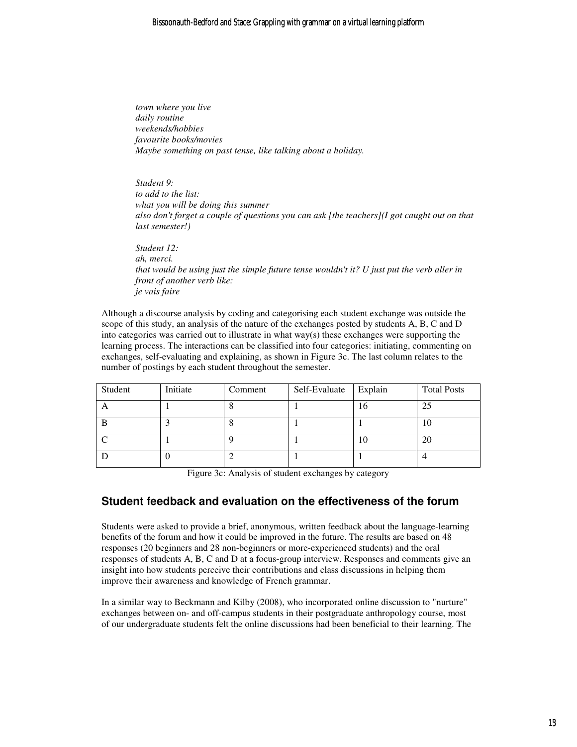*town where you live*  
*daily routine*  
*weekends/hobbies*  
*favourite books/movies*  
*Maybe something on past tense, like talking about a holiday.*

*Student 9:*  
*to add to the list:*  
*what you will be doing this summer*  
*also don't forget a couple of questions you can ask [the teachers](I got caught out on that last semester!)*

*Student 12:*  
*ah, merci.*  
*that would be using just the simple future tense wouldn't it? U just put the verb aller in front of another verb like:*  
*je vais faire*

Although a discourse analysis by coding and categorising each student exchange was outside the scope of this study, an analysis of the nature of the exchanges posted by students A, B, C and D into categories was carried out to illustrate in what way(s) these exchanges were supporting the learning process. The interactions can be classified into four categories: initiating, commenting on exchanges, self-evaluating and explaining, as shown in Figure 3c. The last column relates to the number of postings by each student throughout the semester.

| Student | Initiate | Comment | Self-Evaluate | Explain | Total Posts |
|---|---|---|---|---|---|
| A | 1 | 8 | 1 | 16 | 25 |
| B | 3 | 8 | 1 | 1 | 10 |
| C | 1 | 9 | 1 | 10 | 20 |
| D | 0 | 2 | 1 | 1 | 4 |

Figure 3c: Analysis of student exchanges by category

## Student feedback and evaluation on the effectiveness of the forum

Students were asked to provide a brief, anonymous, written feedback about the language-learning benefits of the forum and how it could be improved in the future. The results are based on 48 responses (20 beginners and 28 non-beginners or more-experienced students) and the oral responses of students A, B, C and D at a focus-group interview. Responses and comments give an insight into how students perceive their contributions and class discussions in helping them improve their awareness and knowledge of French grammar.

In a similar way to Beckmann and Kilby (2008), who incorporated online discussion to "nurture" exchanges between on- and off-campus students in their postgraduate anthropology course, most of our undergraduate students felt the online discussions had been beneficial to their learning. The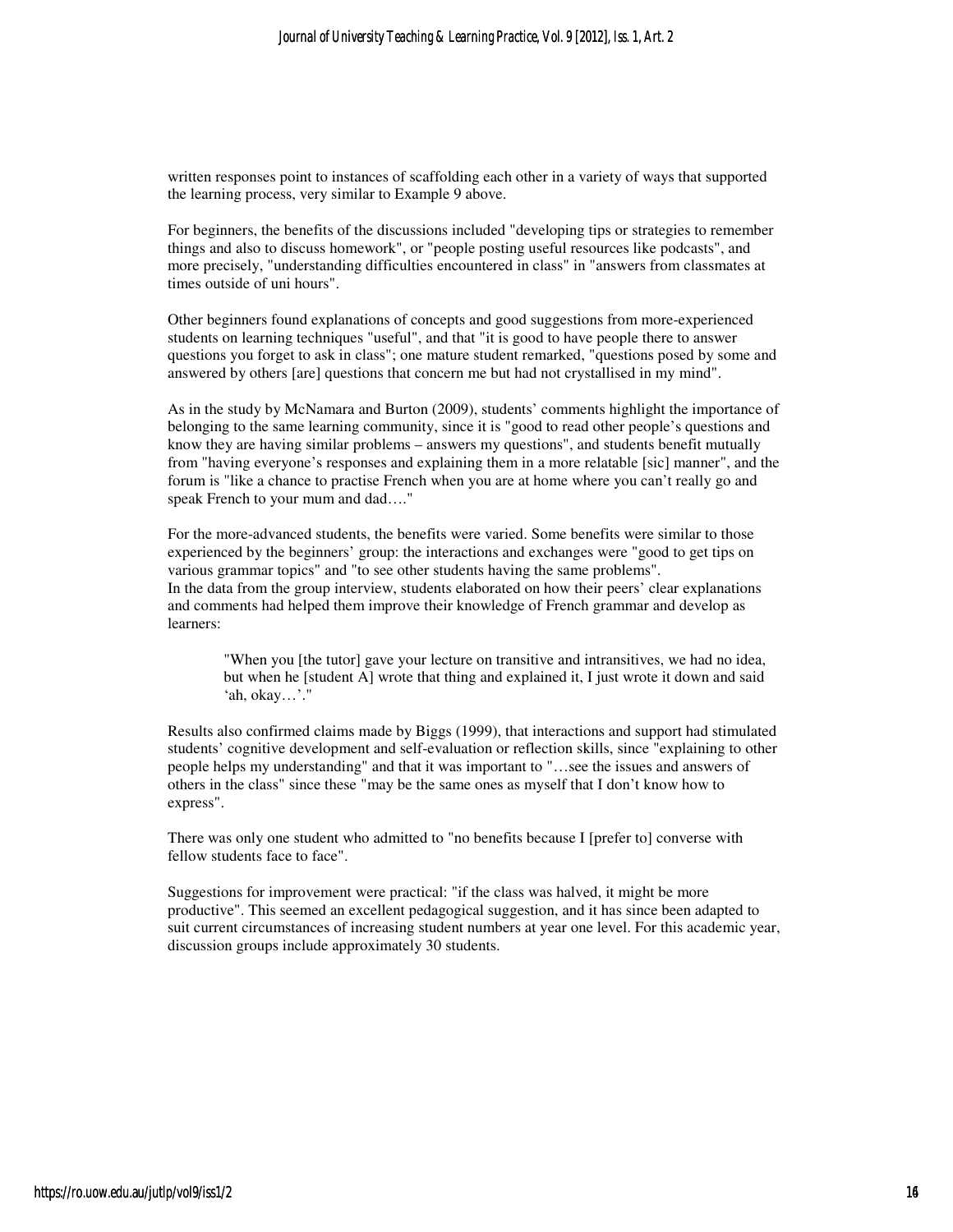written responses point to instances of scaffolding each other in a variety of ways that supported the learning process, very similar to Example 9 above.

For beginners, the benefits of the discussions included "developing tips or strategies to remember things and also to discuss homework", or "people posting useful resources like podcasts", and more precisely, "understanding difficulties encountered in class" in "answers from classmates at times outside of uni hours".

Other beginners found explanations of concepts and good suggestions from more-experienced students on learning techniques "useful", and that "it is good to have people there to answer questions you forget to ask in class"; one mature student remarked, "questions posed by some and answered by others [are] questions that concern me but had not crystallised in my mind".

As in the study by McNamara and Burton (2009), students' comments highlight the importance of belonging to the same learning community, since it is "good to read other people's questions and know they are having similar problems – answers my questions", and students benefit mutually from "having everyone's responses and explaining them in a more relatable [sic] manner", and the forum is "like a chance to practise French when you are at home where you can't really go and speak French to your mum and dad…."

For the more-advanced students, the benefits were varied. Some benefits were similar to those experienced by the beginners' group: the interactions and exchanges were "good to get tips on various grammar topics" and "to see other students having the same problems".
In the data from the group interview, students elaborated on how their peers' clear explanations and comments had helped them improve their knowledge of French grammar and develop as learners:

> "When you [the tutor] gave your lecture on transitive and intransitives, we had no idea, but when he [student A] wrote that thing and explained it, I just wrote it down and said 'ah, okay…'."

Results also confirmed claims made by Biggs (1999), that interactions and support had stimulated students' cognitive development and self-evaluation or reflection skills, since "explaining to other people helps my understanding" and that it was important to "…see the issues and answers of others in the class" since these "may be the same ones as myself that I don't know how to express".

There was only one student who admitted to "no benefits because I [prefer to] converse with fellow students face to face".

Suggestions for improvement were practical: "if the class was halved, it might be more productive". This seemed an excellent pedagogical suggestion, and it has since been adapted to suit current circumstances of increasing student numbers at year one level. For this academic year, discussion groups include approximately 30 students.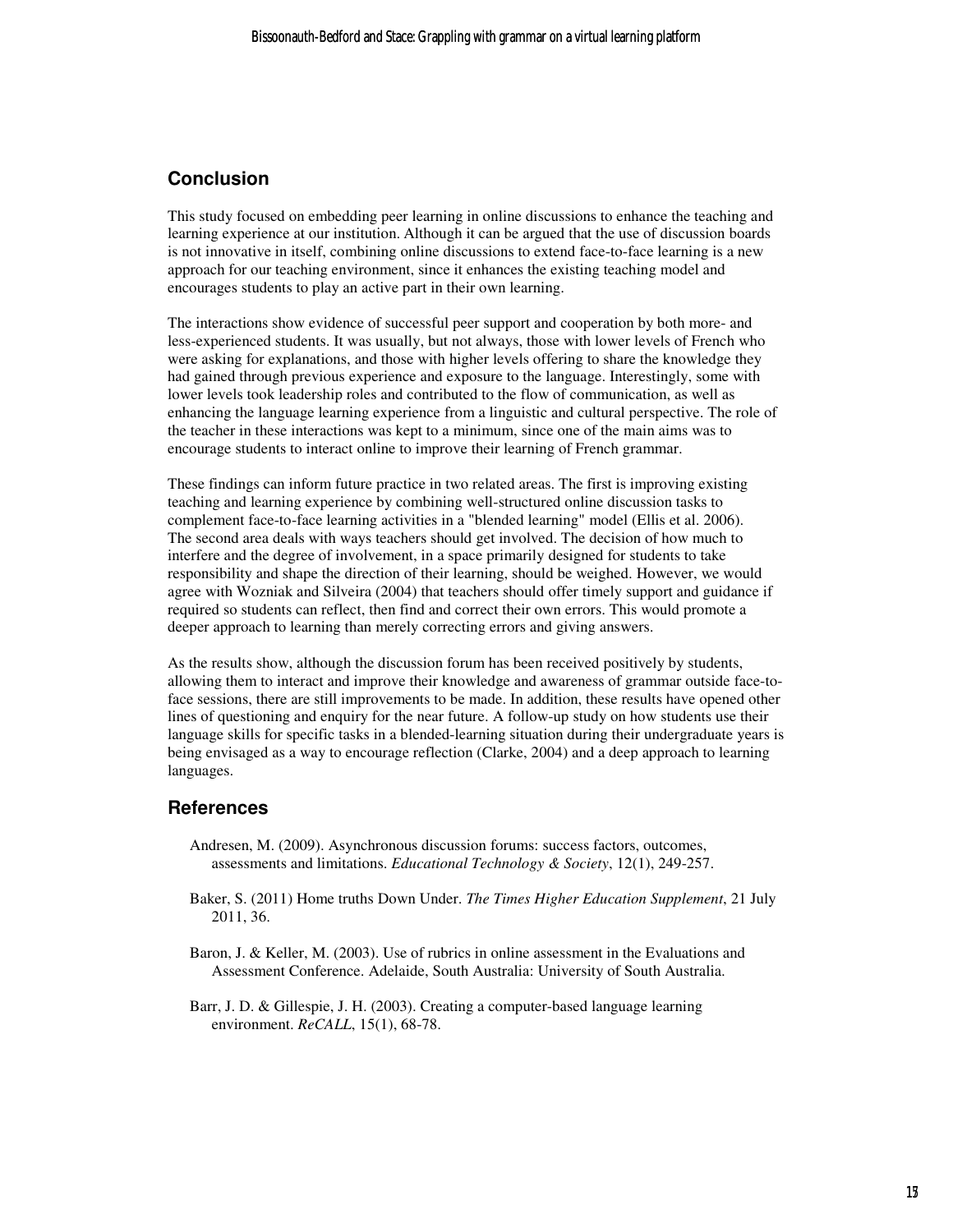## Conclusion

This study focused on embedding peer learning in online discussions to enhance the teaching and learning experience at our institution. Although it can be argued that the use of discussion boards is not innovative in itself, combining online discussions to extend face-to-face learning is a new approach for our teaching environment, since it enhances the existing teaching model and encourages students to play an active part in their own learning.

The interactions show evidence of successful peer support and cooperation by both more- and less-experienced students. It was usually, but not always, those with lower levels of French who were asking for explanations, and those with higher levels offering to share the knowledge they had gained through previous experience and exposure to the language. Interestingly, some with lower levels took leadership roles and contributed to the flow of communication, as well as enhancing the language learning experience from a linguistic and cultural perspective. The role of the teacher in these interactions was kept to a minimum, since one of the main aims was to encourage students to interact online to improve their learning of French grammar.

These findings can inform future practice in two related areas. The first is improving existing teaching and learning experience by combining well-structured online discussion tasks to complement face-to-face learning activities in a "blended learning" model (Ellis et al. 2006). The second area deals with ways teachers should get involved. The decision of how much to interfere and the degree of involvement, in a space primarily designed for students to take responsibility and shape the direction of their learning, should be weighed. However, we would agree with Wozniak and Silveira (2004) that teachers should offer timely support and guidance if required so students can reflect, then find and correct their own errors. This would promote a deeper approach to learning than merely correcting errors and giving answers.

As the results show, although the discussion forum has been received positively by students, allowing them to interact and improve their knowledge and awareness of grammar outside face-to-face sessions, there are still improvements to be made. In addition, these results have opened other lines of questioning and enquiry for the near future. A follow-up study on how students use their language skills for specific tasks in a blended-learning situation during their undergraduate years is being envisaged as a way to encourage reflection (Clarke, 2004) and a deep approach to learning languages.

## References

Andresen, M. (2009). Asynchronous discussion forums: success factors, outcomes, assessments and limitations. *Educational Technology & Society*, 12(1), 249-257.

Baker, S. (2011) Home truths Down Under. *The Times Higher Education Supplement*, 21 July 2011, 36.

Baron, J. & Keller, M. (2003). Use of rubrics in online assessment in the Evaluations and Assessment Conference. Adelaide, South Australia: University of South Australia.

Barr, J. D. & Gillespie, J. H. (2003). Creating a computer-based language learning environment. *ReCALL*, 15(1), 68-78.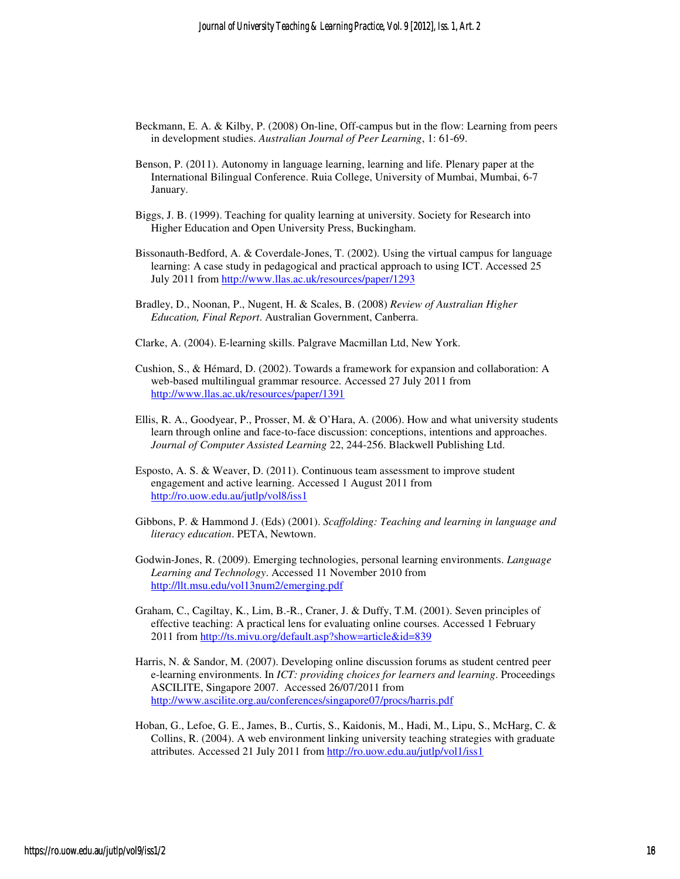Beckmann, E. A. & Kilby, P. (2008) On-line, Off-campus but in the flow: Learning from peers in development studies. *Australian Journal of Peer Learning*, 1: 61-69.

Benson, P. (2011). Autonomy in language learning, learning and life. Plenary paper at the International Bilingual Conference. Ruia College, University of Mumbai, Mumbai, 6-7 January.

Biggs, J. B. (1999). Teaching for quality learning at university. Society for Research into Higher Education and Open University Press, Buckingham.

Bissonauth-Bedford, A. & Coverdale-Jones, T. (2002). Using the virtual campus for language learning: A case study in pedagogical and practical approach to using ICT. Accessed 25 July 2011 from http://www.llas.ac.uk/resources/paper/1293

Bradley, D., Noonan, P., Nugent, H. & Scales, B. (2008) *Review of Australian Higher Education, Final Report*. Australian Government, Canberra.

Clarke, A. (2004). E-learning skills. Palgrave Macmillan Ltd, New York.

Cushion, S., & Hémard, D. (2002). Towards a framework for expansion and collaboration: A web-based multilingual grammar resource. Accessed 27 July 2011 from http://www.llas.ac.uk/resources/paper/1391

Ellis, R. A., Goodyear, P., Prosser, M. & O'Hara, A. (2006). How and what university students learn through online and face-to-face discussion: conceptions, intentions and approaches. *Journal of Computer Assisted Learning* 22, 244-256. Blackwell Publishing Ltd.

Esposto, A. S. & Weaver, D. (2011). Continuous team assessment to improve student engagement and active learning. Accessed 1 August 2011 from http://ro.uow.edu.au/jutlp/vol8/iss1

Gibbons, P. & Hammond J. (Eds) (2001). *Scaffolding: Teaching and learning in language and literacy education*. PETA, Newtown.

Godwin-Jones, R. (2009). Emerging technologies, personal learning environments. *Language Learning and Technology*. Accessed 11 November 2010 from http://llt.msu.edu/vol13num2/emerging.pdf

Graham, C., Cagiltay, K., Lim, B.-R., Craner, J. & Duffy, T.M. (2001). Seven principles of effective teaching: A practical lens for evaluating online courses. Accessed 1 February 2011 from http://ts.mivu.org/default.asp?show=article&id=839

Harris, N. & Sandor, M. (2007). Developing online discussion forums as student centred peer e-learning environments. In *ICT: providing choices for learners and learning*. Proceedings ASCILITE, Singapore 2007. Accessed 26/07/2011 from http://www.ascilite.org.au/conferences/singapore07/procs/harris.pdf

Hoban, G., Lefoe, G. E., James, B., Curtis, S., Kaidonis, M., Hadi, M., Lipu, S., McHarg, C. & Collins, R. (2004). A web environment linking university teaching strategies with graduate attributes. Accessed 21 July 2011 from http://ro.uow.edu.au/jutlp/vol1/iss1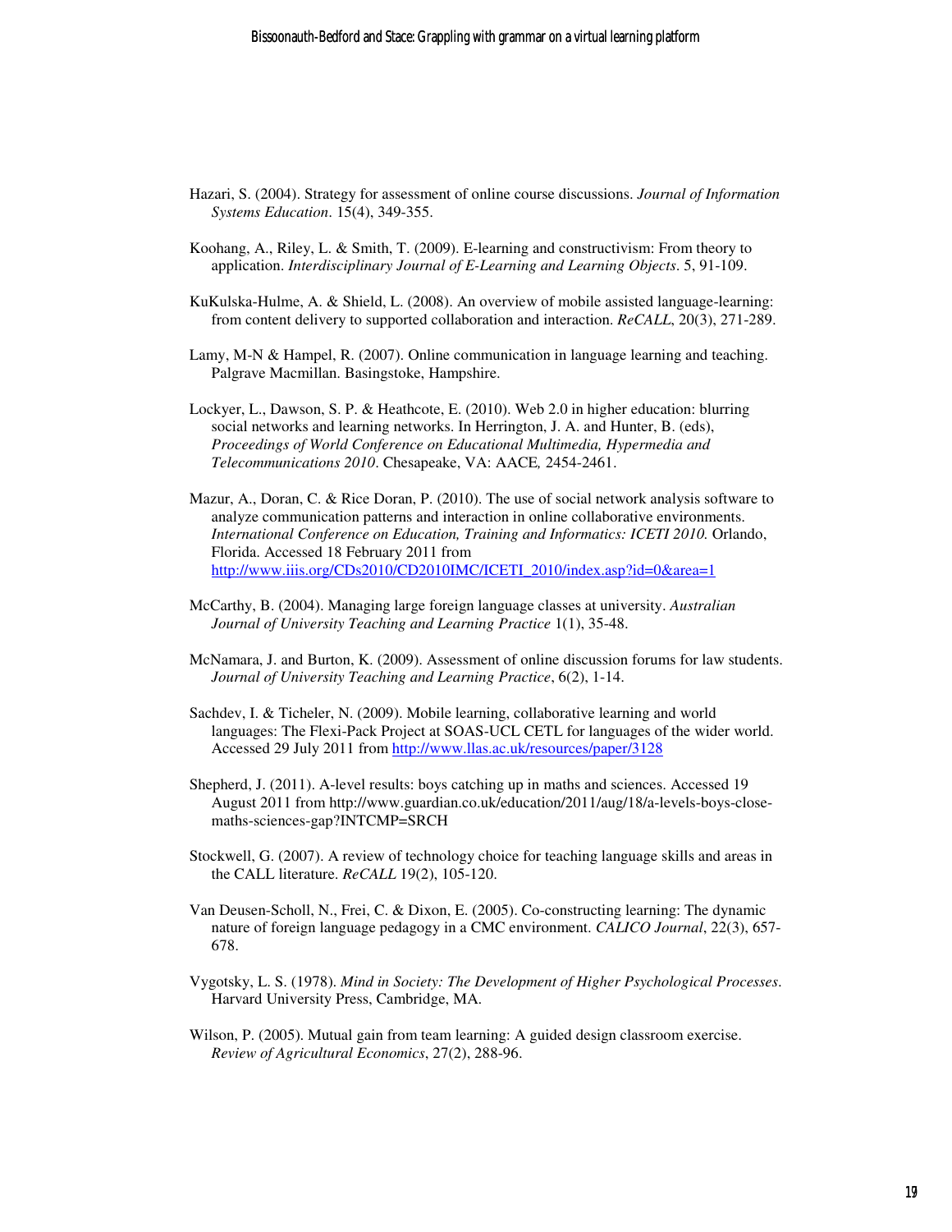Hazari, S. (2004). Strategy for assessment of online course discussions. *Journal of Information Systems Education*. 15(4), 349-355.

Koohang, A., Riley, L. & Smith, T. (2009). E-learning and constructivism: From theory to application. *Interdisciplinary Journal of E-Learning and Learning Objects*. 5, 91-109.

KuKulska-Hulme, A. & Shield, L. (2008). An overview of mobile assisted language-learning: from content delivery to supported collaboration and interaction. *ReCALL*, 20(3), 271-289.

Lamy, M-N & Hampel, R. (2007). Online communication in language learning and teaching. Palgrave Macmillan. Basingstoke, Hampshire.

Lockyer, L., Dawson, S. P. & Heathcote, E. (2010). Web 2.0 in higher education: blurring social networks and learning networks. In Herrington, J. A. and Hunter, B. (eds), *Proceedings of World Conference on Educational Multimedia, Hypermedia and Telecommunications 2010*. Chesapeake, VA: AACE*,* 2454-2461.

Mazur, A., Doran, C. & Rice Doran, P. (2010). The use of social network analysis software to analyze communication patterns and interaction in online collaborative environments. *International Conference on Education, Training and Informatics: ICETI 2010.* Orlando, Florida. Accessed 18 February 2011 from http://www.iiis.org/CDs2010/CD2010IMC/ICETI_2010/index.asp?id=0&area=1

McCarthy, B. (2004). Managing large foreign language classes at university. *Australian Journal of University Teaching and Learning Practice* 1(1), 35-48.

McNamara, J. and Burton, K. (2009). Assessment of online discussion forums for law students. *Journal of University Teaching and Learning Practice*, 6(2), 1-14.

Sachdev, I. & Ticheler, N. (2009). Mobile learning, collaborative learning and world languages: The Flexi-Pack Project at SOAS-UCL CETL for languages of the wider world. Accessed 29 July 2011 from http://www.llas.ac.uk/resources/paper/3128

Shepherd, J. (2011). A-level results: boys catching up in maths and sciences. Accessed 19 August 2011 from http://www.guardian.co.uk/education/2011/aug/18/a-levels-boys-close-maths-sciences-gap?INTCMP=SRCH

Stockwell, G. (2007). A review of technology choice for teaching language skills and areas in the CALL literature. *ReCALL* 19(2), 105-120.

Van Deusen-Scholl, N., Frei, C. & Dixon, E. (2005). Co-constructing learning: The dynamic nature of foreign language pedagogy in a CMC environment. *CALICO Journal*, 22(3), 657-678.

Vygotsky, L. S. (1978). *Mind in Society: The Development of Higher Psychological Processes*. Harvard University Press, Cambridge, MA.

Wilson, P. (2005). Mutual gain from team learning: A guided design classroom exercise. *Review of Agricultural Economics*, 27(2), 288-96.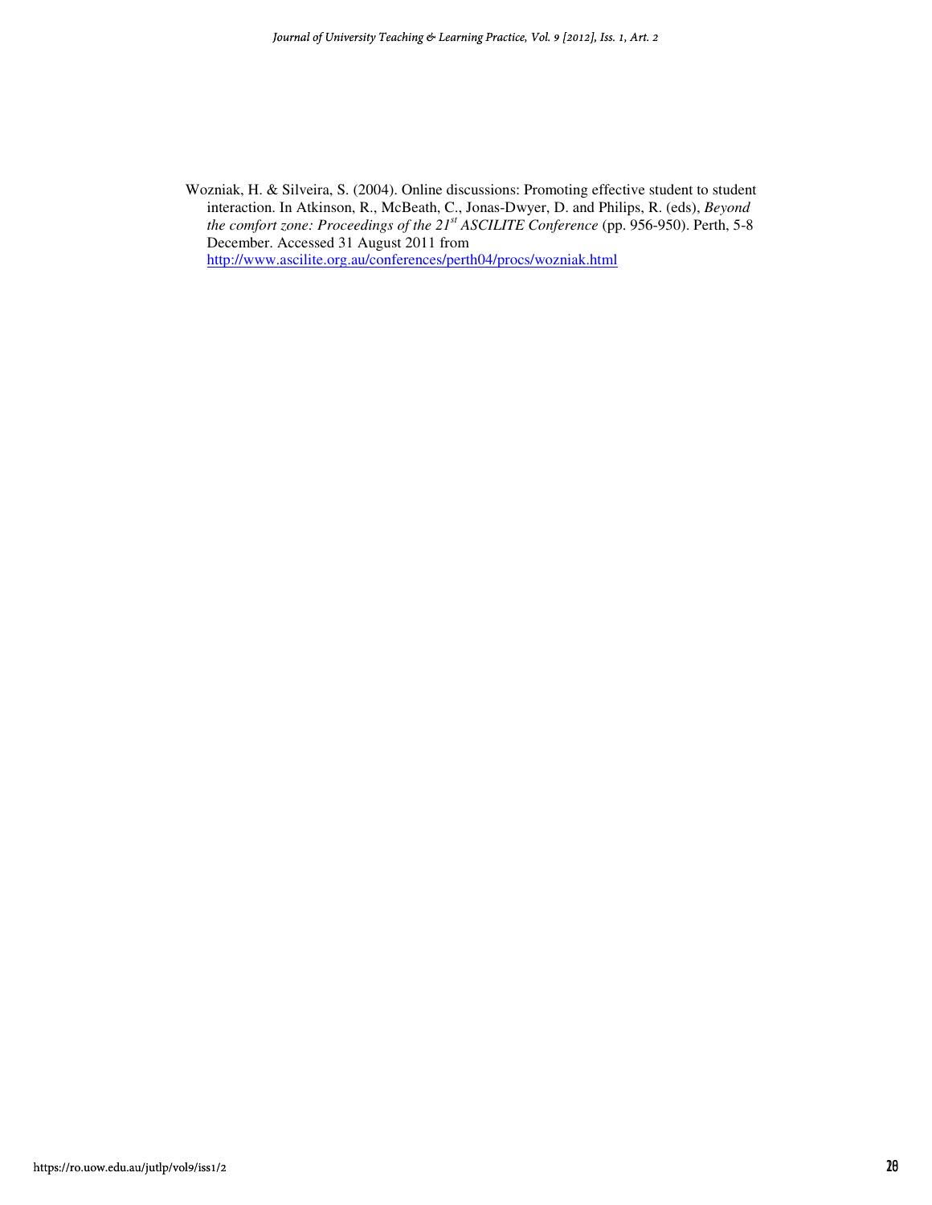Wozniak, H. & Silveira, S. (2004). Online discussions: Promoting effective student to student interaction. In Atkinson, R., McBeath, C., Jonas-Dwyer, D. and Philips, R. (eds), *Beyond the comfort zone: Proceedings of the 21st ASCILITE Conference* (pp. 956-950). Perth, 5-8 December. Accessed 31 August 2011 from http://www.ascilite.org.au/conferences/perth04/procs/wozniak.html